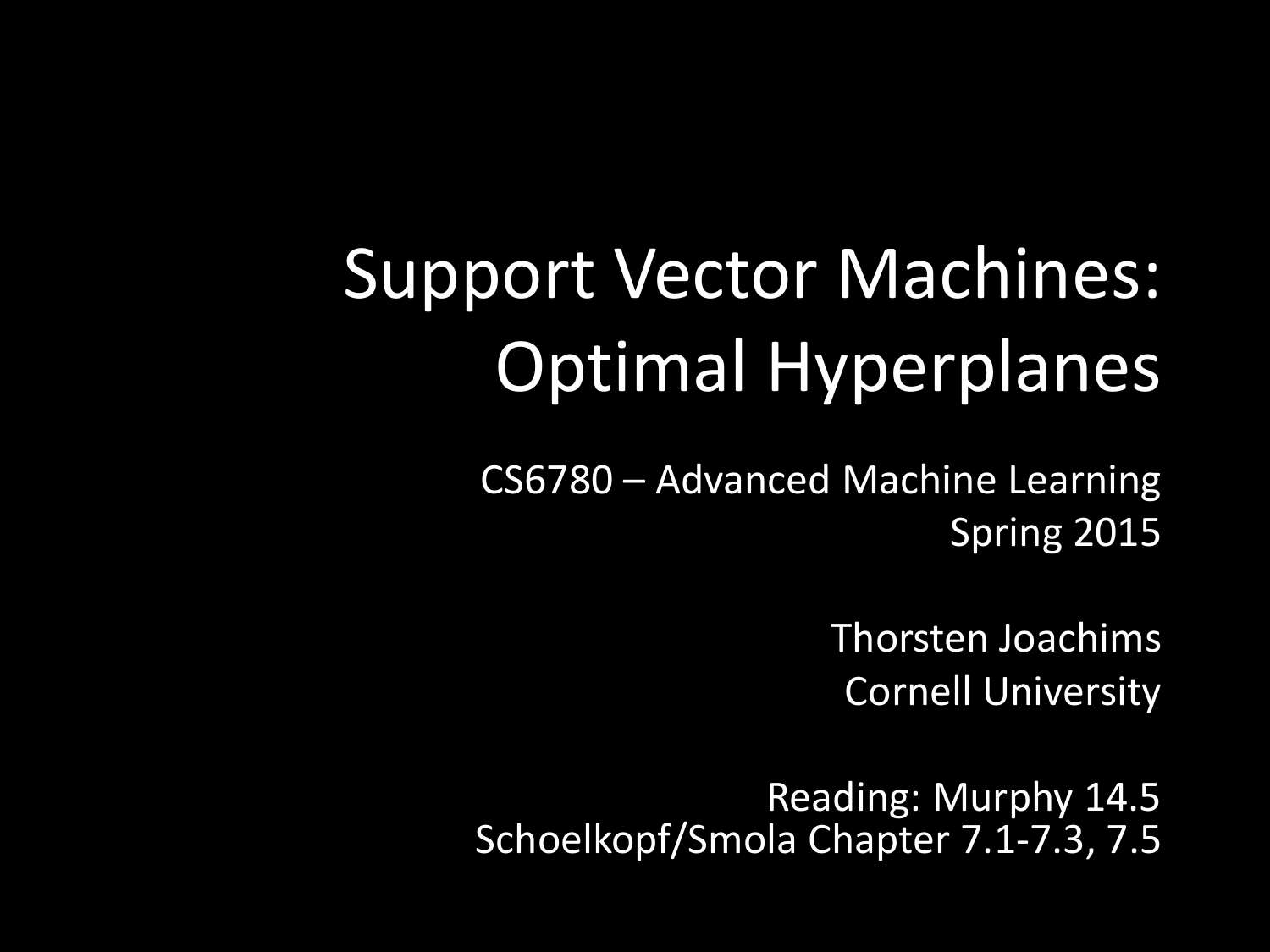# Support Vector Machines: Optimal Hyperplanes

CS6780 – Advanced Machine Learning
Spring 2015

Thorsten Joachims
Cornell University

Reading: Murphy 14.5
Schoelkopf/Smola Chapter 7.1-7.3, 7.5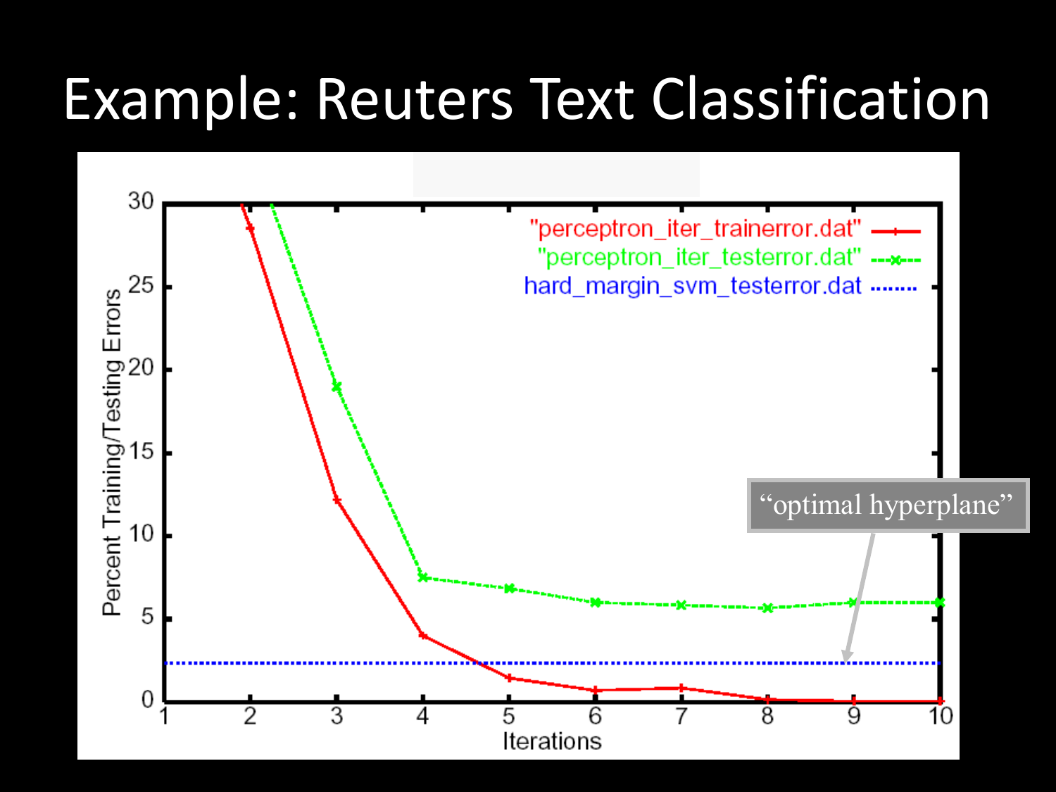# Example: Reuters Text Classification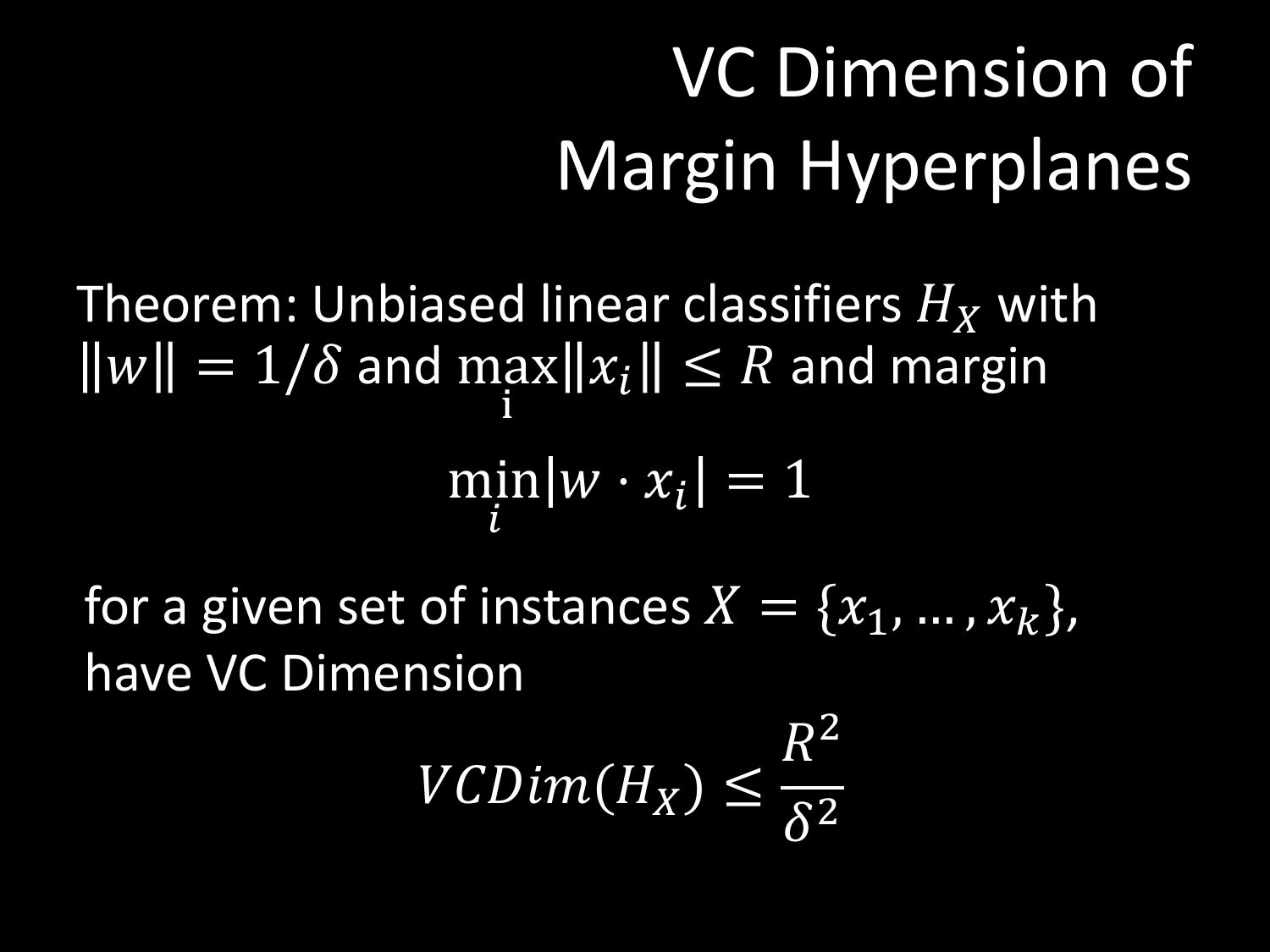# VC Dimension of Margin Hyperplanes

Theorem: Unbiased linear classifiers $H_X$ with $\|w\| = 1/\delta$ and $\max_{\mathrm{i}} \|x_i\| \leq R$ and margin

$$\min_i |w \cdot x_i| = 1$$

for a given set of instances $X = \{x_1, \ldots, x_k\}$, have VC Dimension

$$VCDim(H_X) \leq \frac{R^2}{\delta^2}$$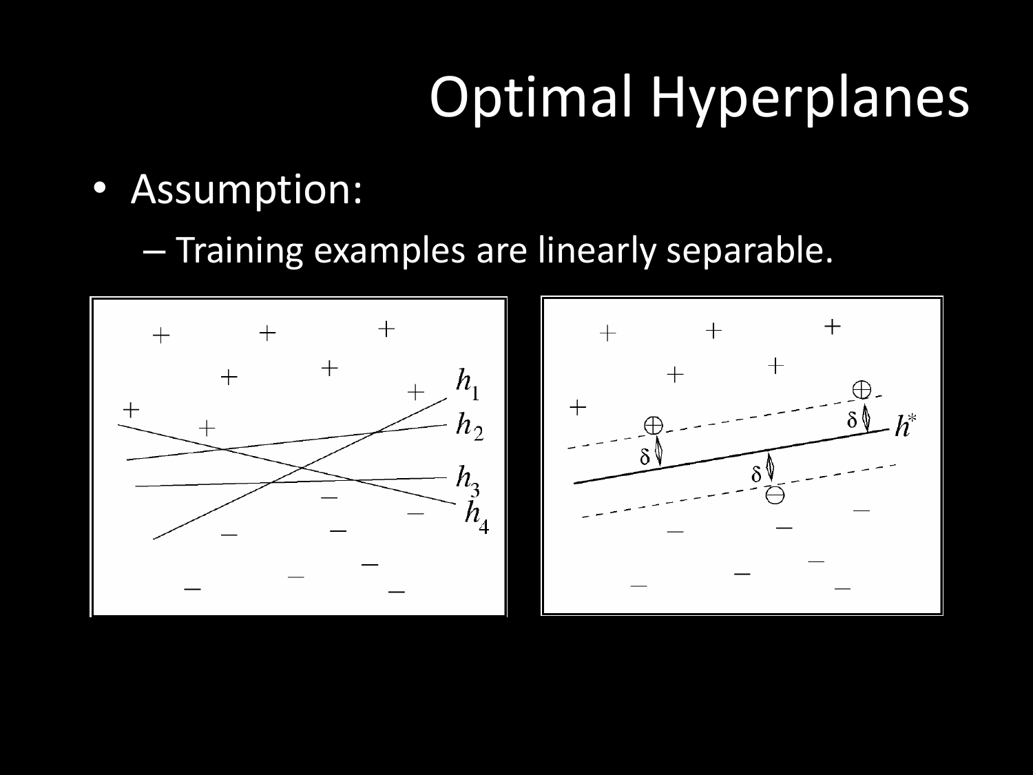# Optimal Hyperplanes

- Assumption:
  - Training examples are linearly separable.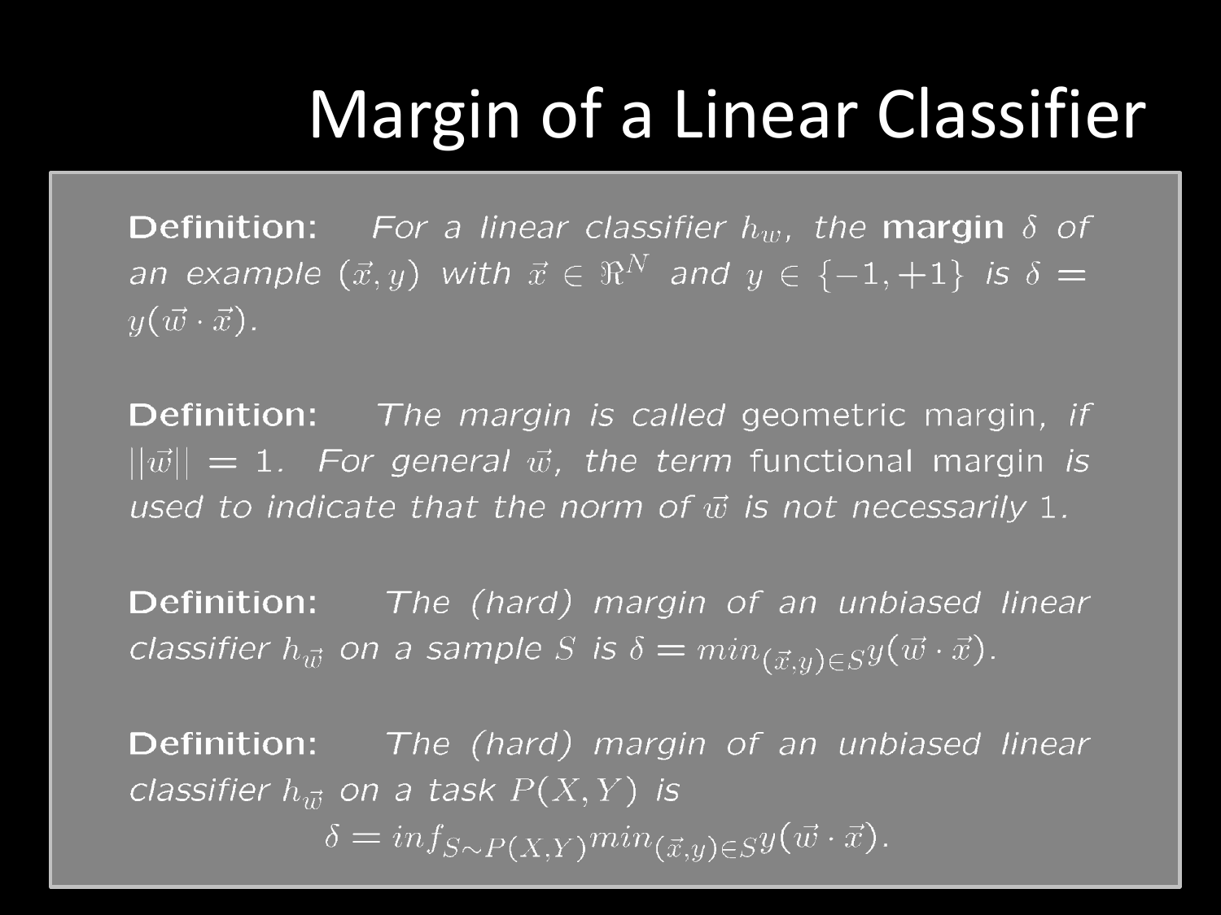# Margin of a Linear Classifier

**Definition:** *For a linear classifier $h_w$, the* **margin** $\delta$ *of an example* $(\vec{x}, y)$ *with* $\vec{x} \in \Re^N$ *and* $y \in \{-1, +1\}$ *is* $\delta = y(\vec{w} \cdot \vec{x})$.

**Definition:** *The margin is called* geometric margin, *if* $||\vec{w}|| = 1$. *For general* $\vec{w}$, *the term* functional margin *is used to indicate that the norm of* $\vec{w}$ *is not necessarily* $1$.

**Definition:** *The (hard) margin of an unbiased linear classifier* $h_{\vec{w}}$ *on a sample* $S$ *is* $\delta = min_{(\vec{x},y) \in S} y(\vec{w} \cdot \vec{x})$.

**Definition:** *The (hard) margin of an unbiased linear classifier* $h_{\vec{w}}$ *on a task* $P(X, Y)$ *is*

$$\delta = inf_{S \sim P(X,Y)} min_{(\vec{x},y) \in S} y(\vec{w} \cdot \vec{x}).$$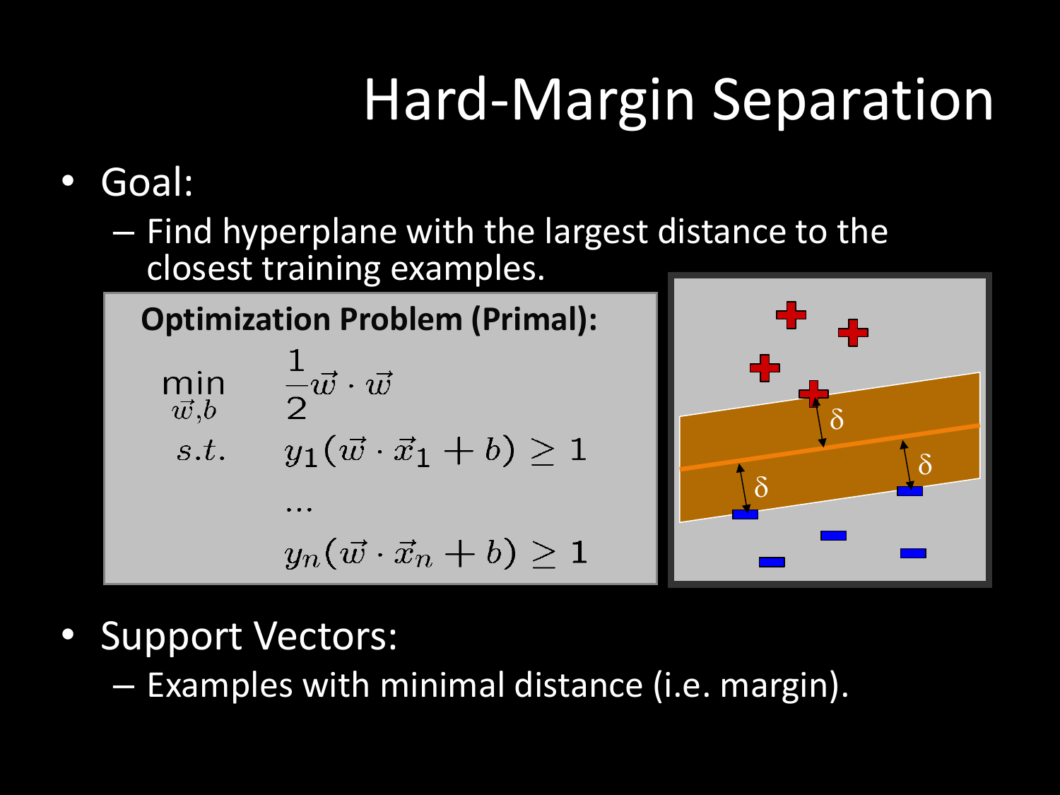# Hard-Margin Separation

- Goal:
  - Find hyperplane with the largest distance to the closest training examples.

**Optimization Problem (Primal):**

$$
\begin{aligned}
\min_{\vec{w},b} \quad & \frac{1}{2}\vec{w}\cdot\vec{w} \\
s.t. \quad & y_1(\vec{w}\cdot\vec{x}_1 + b) \geq 1 \\
& \dots \\
& y_n(\vec{w}\cdot\vec{x}_n + b) \geq 1
\end{aligned}
$$

- Support Vectors:
  - Examples with minimal distance (i.e. margin).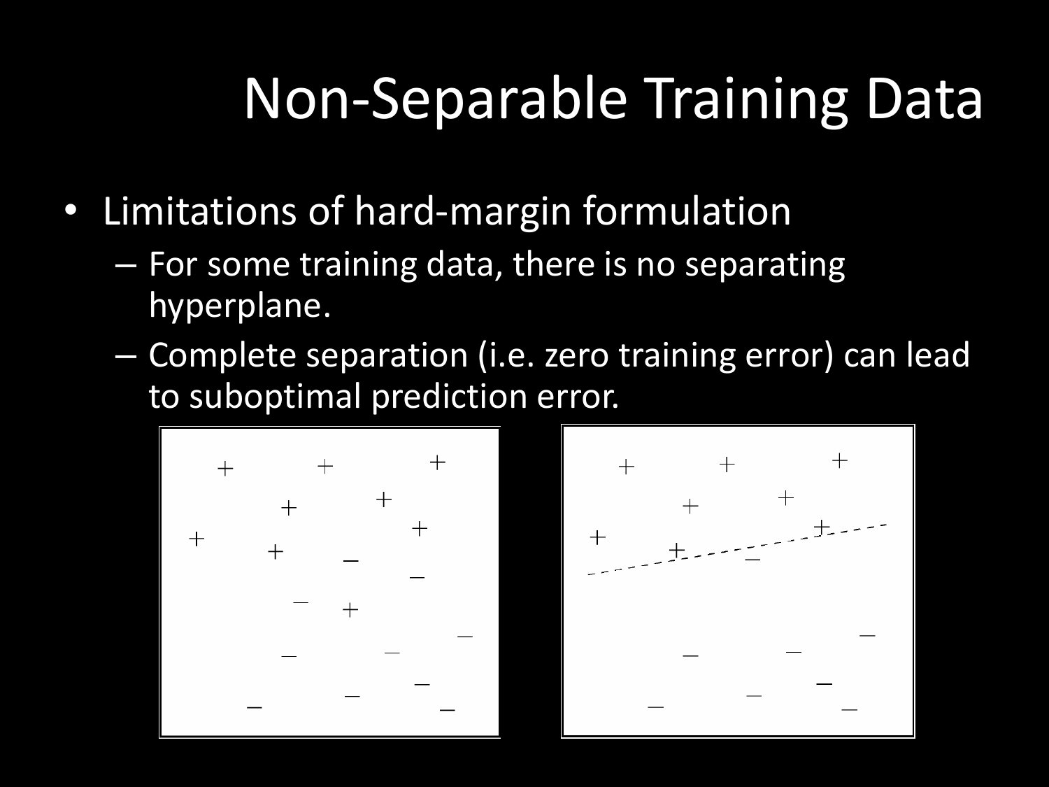# Non-Separable Training Data

- Limitations of hard-margin formulation
  - For some training data, there is no separating hyperplane.
  - Complete separation (i.e. zero training error) can lead to suboptimal prediction error.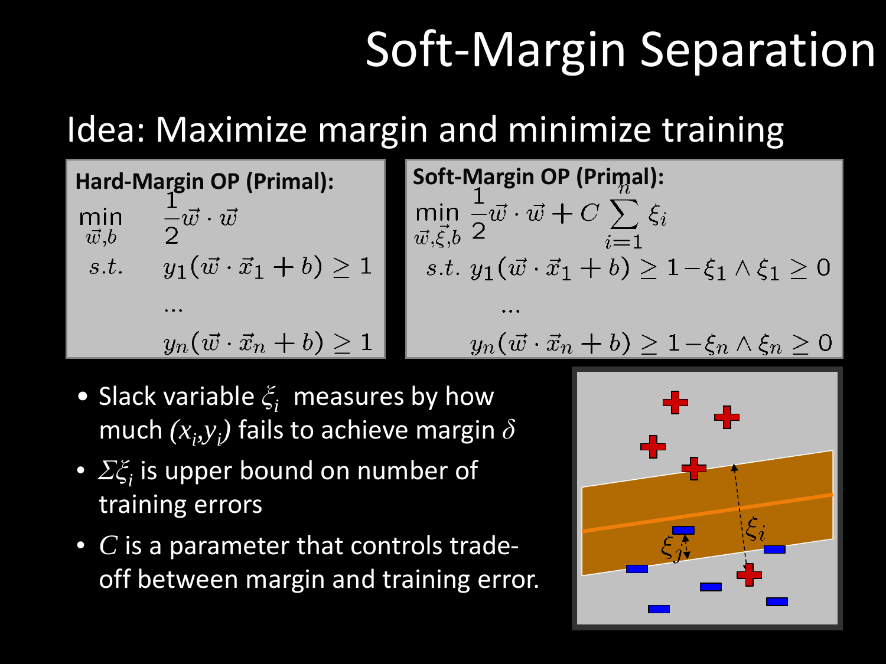# Soft-Margin Separation

## Idea: Maximize margin and minimize training

**Hard-Margin OP (Primal):**

$$\min_{\vec{w},b} \quad \frac{1}{2}\vec{w}\cdot\vec{w}$$
$$s.t. \quad y_1(\vec{w}\cdot\vec{x}_1+b) \geq 1$$
$$\ldots$$
$$y_n(\vec{w}\cdot\vec{x}_n+b) \geq 1$$

**Soft-Margin OP (Primal):**

$$\min_{\vec{w},\vec{\xi},b} \quad \frac{1}{2}\vec{w}\cdot\vec{w} + C\sum_{i=1}^{n}\xi_i$$
$$s.t. \quad y_1(\vec{w}\cdot\vec{x}_1+b) \geq 1-\xi_1 \wedge \xi_1 \geq 0$$
$$\ldots$$
$$y_n(\vec{w}\cdot\vec{x}_n+b) \geq 1-\xi_n \wedge \xi_n \geq 0$$

- Slack variable $\xi_i$ measures by how much $(x_i,y_i)$ fails to achieve margin $\delta$
- $\Sigma\xi_i$ is upper bound on number of training errors
- $C$ is a parameter that controls trade-off between margin and training error.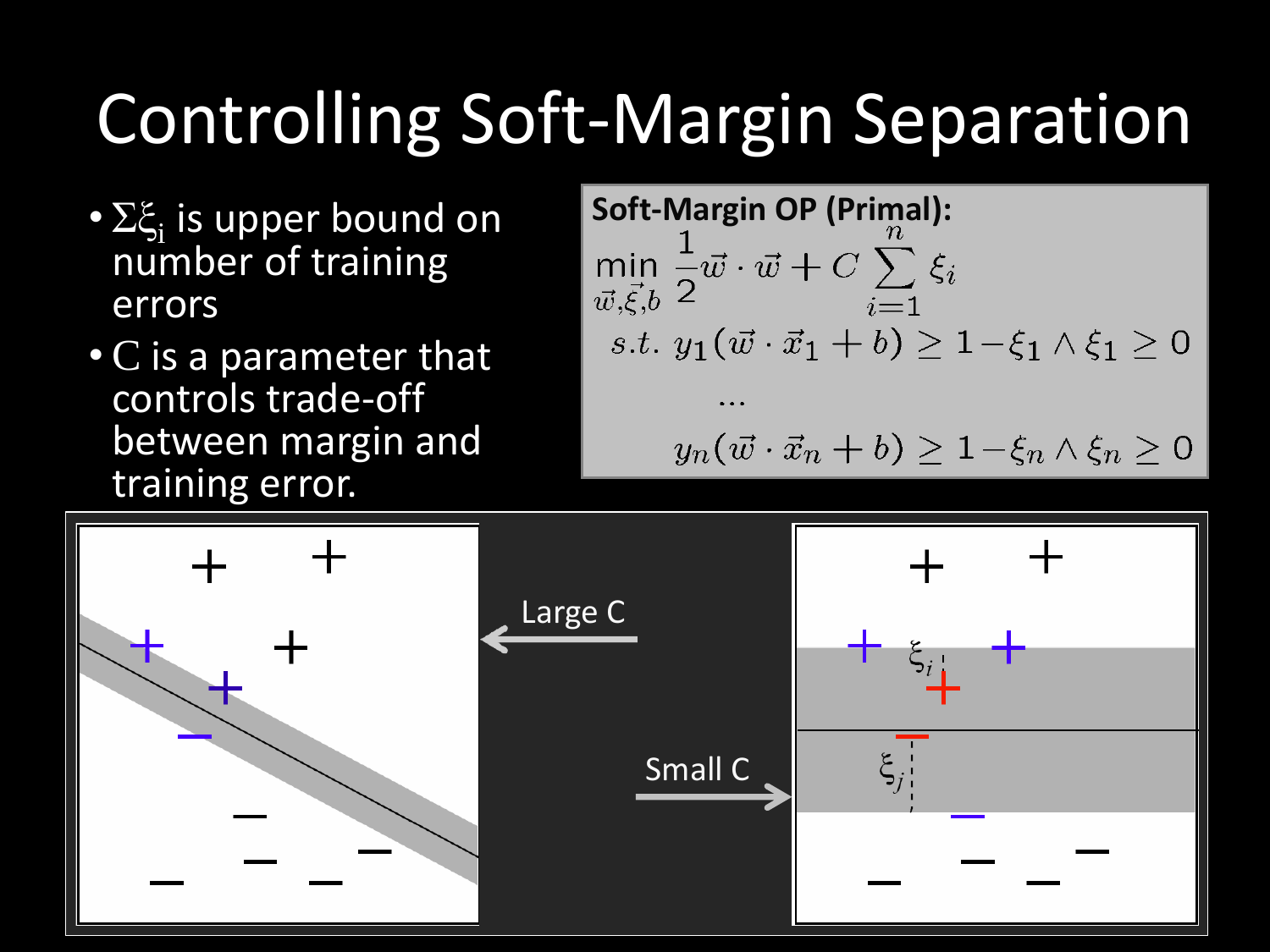# Controlling Soft-Margin Separation

- $\Sigma\xi_i$ is upper bound on number of training errors
- C is a parameter that controls trade-off between margin and training error.

**Soft-Margin OP (Primal):**

$$\min_{\vec{w},\vec{\xi},b} \frac{1}{2}\vec{w}\cdot\vec{w} + C\sum_{i=1}^{n}\xi_i$$

$$s.t.\ y_1(\vec{w}\cdot\vec{x}_1 + b) \geq 1 - \xi_1 \wedge \xi_1 \geq 0$$

$$\ldots$$

$$y_n(\vec{w}\cdot\vec{x}_n + b) \geq 1 - \xi_n \wedge \xi_n \geq 0$$

Large C

Small C

$\xi_i$

$\xi_j$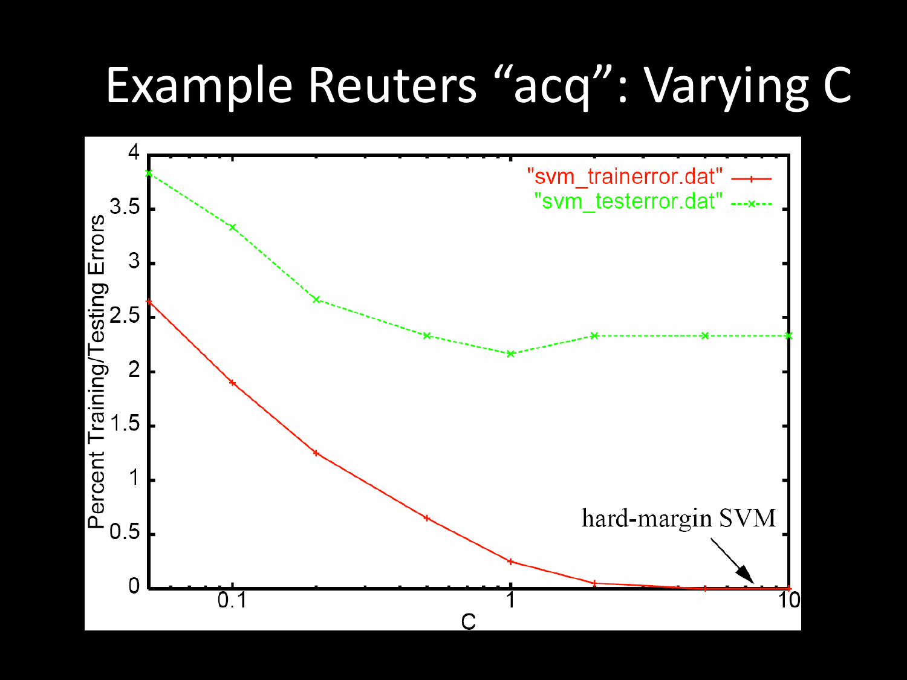# Example Reuters "acq": Varying C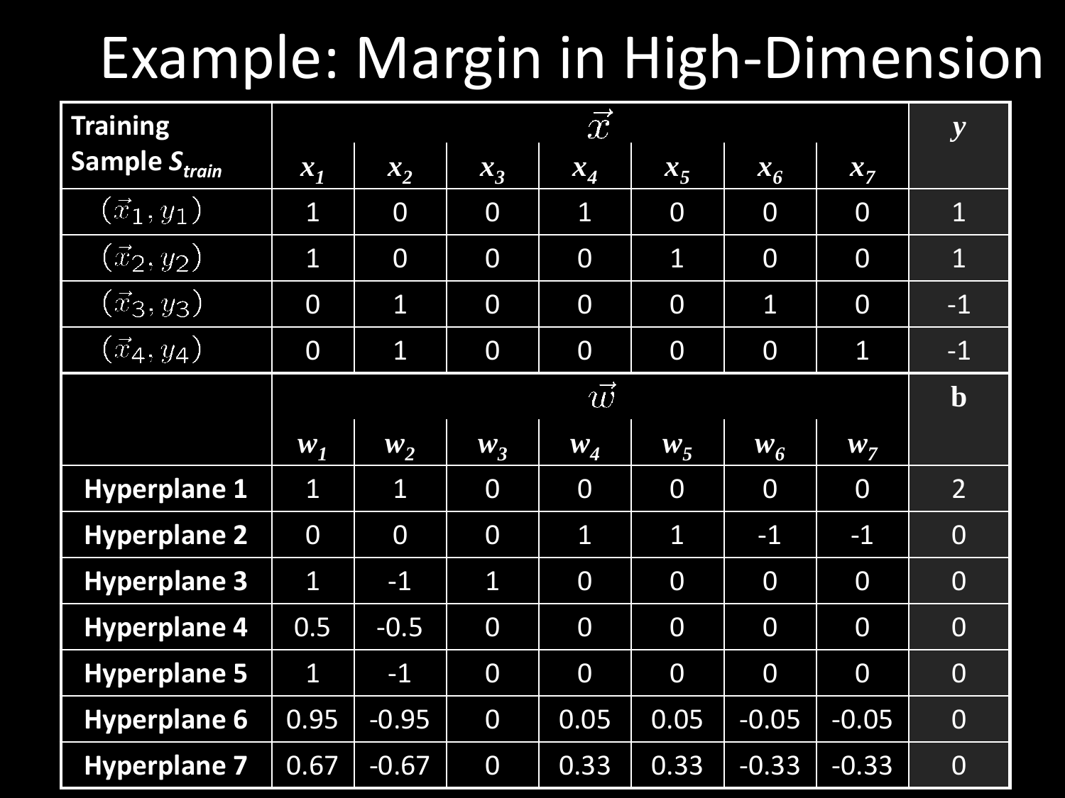# Example: Margin in High-Dimension

| Training Sample $S_{train}$ | $\vec{x}$ | | | | | | | $y$ |
|---|---|---|---|---|---|---|---|---|
| | $x_1$ | $x_2$ | $x_3$ | $x_4$ | $x_5$ | $x_6$ | $x_7$ | |
| $(\vec{x}_1, y_1)$ | 1 | 0 | 0 | 1 | 0 | 0 | 0 | 1 |
| $(\vec{x}_2, y_2)$ | 1 | 0 | 0 | 0 | 1 | 0 | 0 | 1 |
| $(\vec{x}_3, y_3)$ | 0 | 1 | 0 | 0 | 0 | 1 | 0 | -1 |
| $(\vec{x}_4, y_4)$ | 0 | 1 | 0 | 0 | 0 | 0 | 1 | -1 |
| | $\vec{w}$ | | | | | | | **b** |
| | $w_1$ | $w_2$ | $w_3$ | $w_4$ | $w_5$ | $w_6$ | $w_7$ | |
| **Hyperplane 1** | 1 | 1 | 0 | 0 | 0 | 0 | 0 | 2 |
| **Hyperplane 2** | 0 | 0 | 0 | 1 | 1 | -1 | -1 | 0 |
| **Hyperplane 3** | 1 | -1 | 1 | 0 | 0 | 0 | 0 | 0 |
| **Hyperplane 4** | 0.5 | -0.5 | 0 | 0 | 0 | 0 | 0 | 0 |
| **Hyperplane 5** | 1 | -1 | 0 | 0 | 0 | 0 | 0 | 0 |
| **Hyperplane 6** | 0.95 | -0.95 | 0 | 0.05 | 0.05 | -0.05 | -0.05 | 0 |
| **Hyperplane 7** | 0.67 | -0.67 | 0 | 0.33 | 0.33 | -0.33 | -0.33 | 0 |